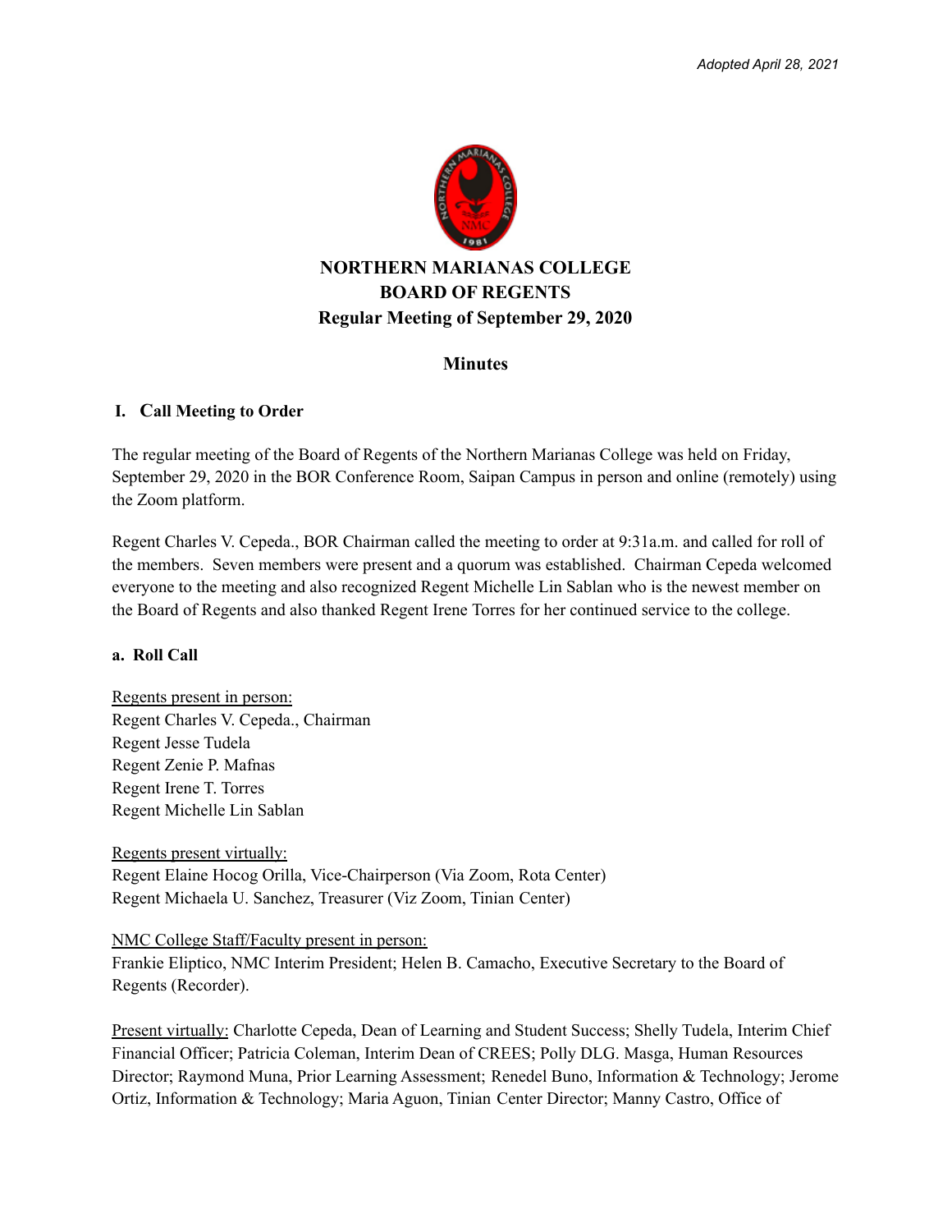*Adopted April 28, 2021*

# NORTHERN MARIANAS COLLEGE
# BOARD OF REGENTS
## Regular Meeting of September 29, 2020

## Minutes

### I. Call Meeting to Order

The regular meeting of the Board of Regents of the Northern Marianas College was held on Friday, September 29, 2020 in the BOR Conference Room, Saipan Campus in person and online (remotely) using the Zoom platform.

Regent Charles V. Cepeda., BOR Chairman called the meeting to order at 9:31a.m. and called for roll of the members. Seven members were present and a quorum was established. Chairman Cepeda welcomed everyone to the meeting and also recognized Regent Michelle Lin Sablan who is the newest member on the Board of Regents and also thanked Regent Irene Torres for her continued service to the college.

#### a. Roll Call

<u>Regents present in person:</u>
Regent Charles V. Cepeda., Chairman
Regent Jesse Tudela
Regent Zenie P. Mafnas
Regent Irene T. Torres
Regent Michelle Lin Sablan

<u>Regents present virtually:</u>
Regent Elaine Hocog Orilla, Vice-Chairperson (Via Zoom, Rota Center)
Regent Michaela U. Sanchez, Treasurer (Viz Zoom, Tinian Center)

<u>NMC College Staff/Faculty present in person:</u>
Frankie Eliptico, NMC Interim President; Helen B. Camacho, Executive Secretary to the Board of Regents (Recorder).

<u>Present virtually:</u> Charlotte Cepeda, Dean of Learning and Student Success; Shelly Tudela, Interim Chief Financial Officer; Patricia Coleman, Interim Dean of CREES; Polly DLG. Masga, Human Resources Director; Raymond Muna, Prior Learning Assessment; Renedel Buno, Information & Technology; Jerome Ortiz, Information & Technology; Maria Aguon, Tinian Center Director; Manny Castro, Office of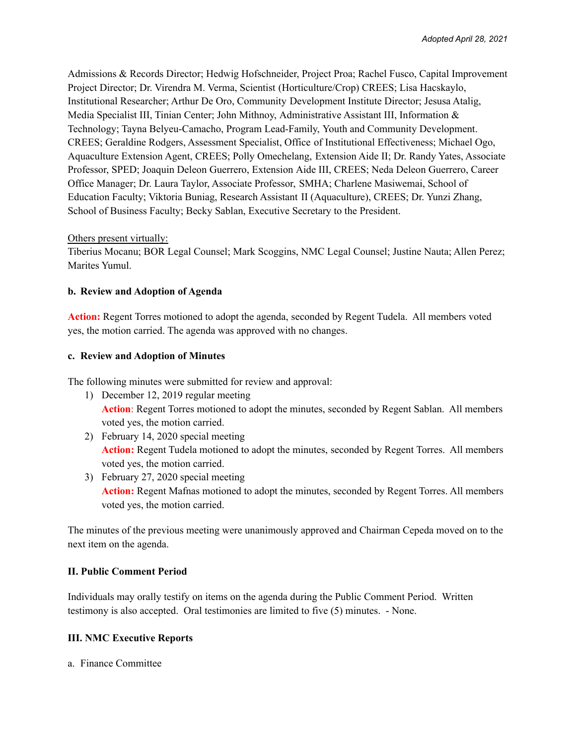Admissions & Records Director; Hedwig Hofschneider, Project Proa; Rachel Fusco, Capital Improvement Project Director; Dr. Virendra M. Verma, Scientist (Horticulture/Crop) CREES; Lisa Hacskaylo, Institutional Researcher; Arthur De Oro, Community Development Institute Director; Jesusa Atalig, Media Specialist III, Tinian Center; John Mithnoy, Administrative Assistant III, Information & Technology; Tayna Belyeu-Camacho, Program Lead-Family, Youth and Community Development. CREES; Geraldine Rodgers, Assessment Specialist, Office of Institutional Effectiveness; Michael Ogo, Aquaculture Extension Agent, CREES; Polly Omechelang, Extension Aide II; Dr. Randy Yates, Associate Professor, SPED; Joaquin Deleon Guerrero, Extension Aide III, CREES; Neda Deleon Guerrero, Career Office Manager; Dr. Laura Taylor, Associate Professor, SMHA; Charlene Masiwemai, School of Education Faculty; Viktoria Buniag, Research Assistant II (Aquaculture), CREES; Dr. Yunzi Zhang, School of Business Faculty; Becky Sablan, Executive Secretary to the President.

Others present virtually:
Tiberius Mocanu; BOR Legal Counsel; Mark Scoggins, NMC Legal Counsel; Justine Nauta; Allen Perez; Marites Yumul.

**b. Review and Adoption of Agenda**

**Action:** Regent Torres motioned to adopt the agenda, seconded by Regent Tudela. All members voted yes, the motion carried. The agenda was approved with no changes.

**c. Review and Adoption of Minutes**

The following minutes were submitted for review and approval:

1) December 12, 2019 regular meeting
   **Action**: Regent Torres motioned to adopt the minutes, seconded by Regent Sablan. All members voted yes, the motion carried.
2) February 14, 2020 special meeting
   **Action:** Regent Tudela motioned to adopt the minutes, seconded by Regent Torres. All members voted yes, the motion carried.
3) February 27, 2020 special meeting
   **Action:** Regent Mafnas motioned to adopt the minutes, seconded by Regent Torres. All members voted yes, the motion carried.

The minutes of the previous meeting were unanimously approved and Chairman Cepeda moved on to the next item on the agenda.

**II. Public Comment Period**

Individuals may orally testify on items on the agenda during the Public Comment Period. Written testimony is also accepted. Oral testimonies are limited to five (5) minutes. - None.

**III. NMC Executive Reports**

a. Finance Committee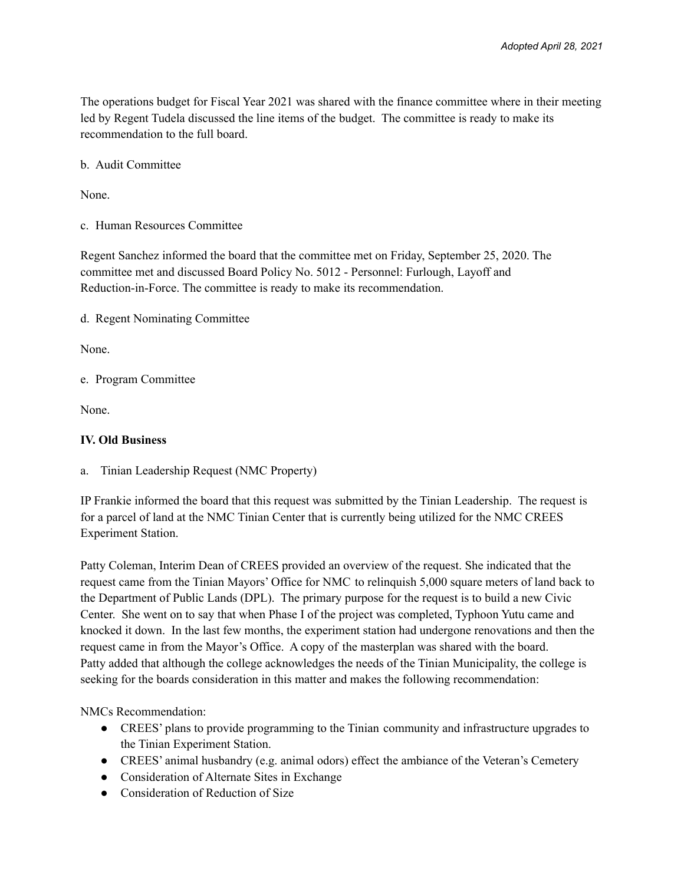The operations budget for Fiscal Year 2021 was shared with the finance committee where in their meeting led by Regent Tudela discussed the line items of the budget. The committee is ready to make its recommendation to the full board.

b. Audit Committee

None.

c. Human Resources Committee

Regent Sanchez informed the board that the committee met on Friday, September 25, 2020. The committee met and discussed Board Policy No. 5012 - Personnel: Furlough, Layoff and Reduction-in-Force. The committee is ready to make its recommendation.

d. Regent Nominating Committee

None.

e. Program Committee

None.

**IV. Old Business**

a. Tinian Leadership Request (NMC Property)

IP Frankie informed the board that this request was submitted by the Tinian Leadership. The request is for a parcel of land at the NMC Tinian Center that is currently being utilized for the NMC CREES Experiment Station.

Patty Coleman, Interim Dean of CREES provided an overview of the request. She indicated that the request came from the Tinian Mayors' Office for NMC to relinquish 5,000 square meters of land back to the Department of Public Lands (DPL). The primary purpose for the request is to build a new Civic Center. She went on to say that when Phase I of the project was completed, Typhoon Yutu came and knocked it down. In the last few months, the experiment station had undergone renovations and then the request came in from the Mayor's Office. A copy of the masterplan was shared with the board. Patty added that although the college acknowledges the needs of the Tinian Municipality, the college is seeking for the boards consideration in this matter and makes the following recommendation:

NMCs Recommendation:

- CREES' plans to provide programming to the Tinian community and infrastructure upgrades to the Tinian Experiment Station.
- CREES' animal husbandry (e.g. animal odors) effect the ambiance of the Veteran's Cemetery
- Consideration of Alternate Sites in Exchange
- Consideration of Reduction of Size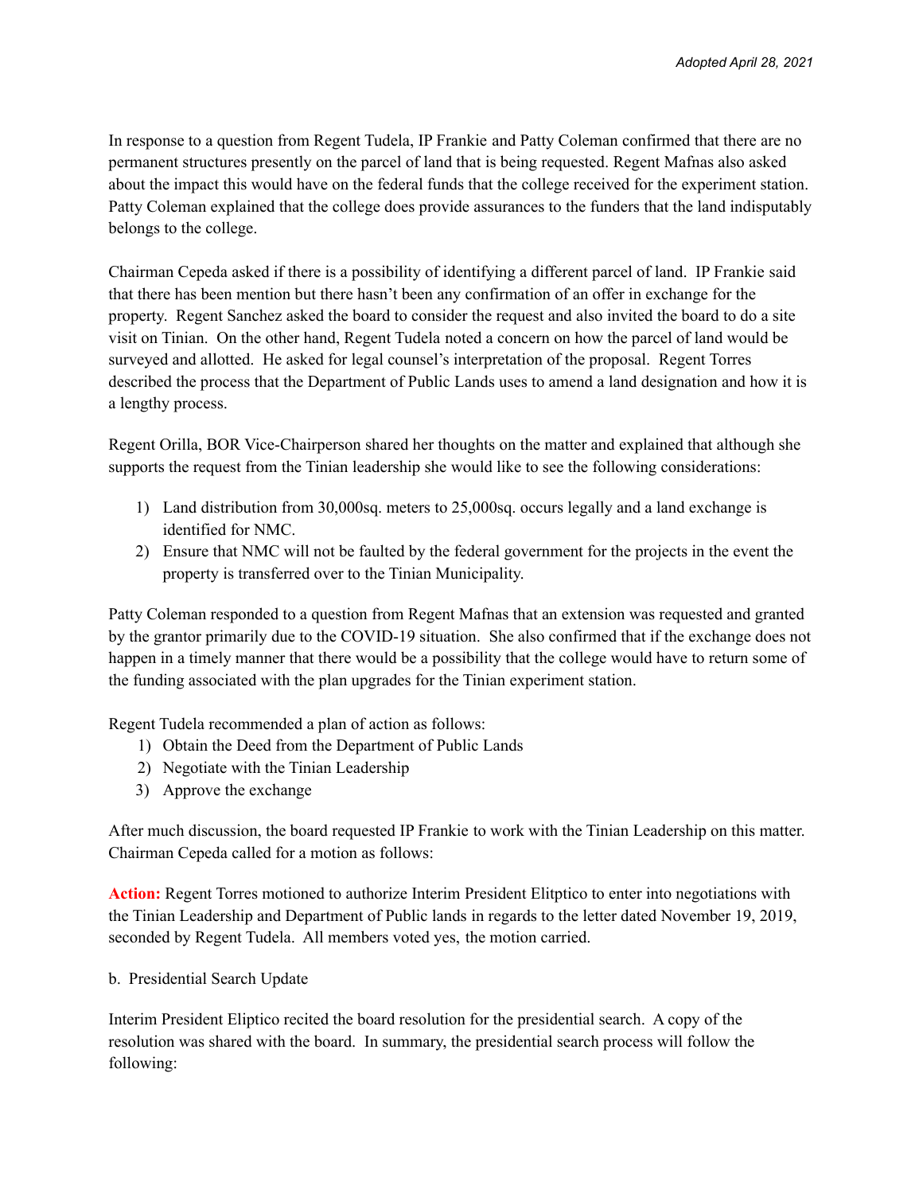In response to a question from Regent Tudela, IP Frankie and Patty Coleman confirmed that there are no permanent structures presently on the parcel of land that is being requested. Regent Mafnas also asked about the impact this would have on the federal funds that the college received for the experiment station. Patty Coleman explained that the college does provide assurances to the funders that the land indisputably belongs to the college.

Chairman Cepeda asked if there is a possibility of identifying a different parcel of land. IP Frankie said that there has been mention but there hasn't been any confirmation of an offer in exchange for the property. Regent Sanchez asked the board to consider the request and also invited the board to do a site visit on Tinian. On the other hand, Regent Tudela noted a concern on how the parcel of land would be surveyed and allotted. He asked for legal counsel's interpretation of the proposal. Regent Torres described the process that the Department of Public Lands uses to amend a land designation and how it is a lengthy process.

Regent Orilla, BOR Vice-Chairperson shared her thoughts on the matter and explained that although she supports the request from the Tinian leadership she would like to see the following considerations:

1) Land distribution from 30,000sq. meters to 25,000sq. occurs legally and a land exchange is identified for NMC.
2) Ensure that NMC will not be faulted by the federal government for the projects in the event the property is transferred over to the Tinian Municipality.

Patty Coleman responded to a question from Regent Mafnas that an extension was requested and granted by the grantor primarily due to the COVID-19 situation. She also confirmed that if the exchange does not happen in a timely manner that there would be a possibility that the college would have to return some of the funding associated with the plan upgrades for the Tinian experiment station.

Regent Tudela recommended a plan of action as follows:

1) Obtain the Deed from the Department of Public Lands
2) Negotiate with the Tinian Leadership
3) Approve the exchange

After much discussion, the board requested IP Frankie to work with the Tinian Leadership on this matter. Chairman Cepeda called for a motion as follows:

**Action:** Regent Torres motioned to authorize Interim President Elitptico to enter into negotiations with the Tinian Leadership and Department of Public lands in regards to the letter dated November 19, 2019, seconded by Regent Tudela. All members voted yes, the motion carried.

b. Presidential Search Update

Interim President Eliptico recited the board resolution for the presidential search. A copy of the resolution was shared with the board. In summary, the presidential search process will follow the following: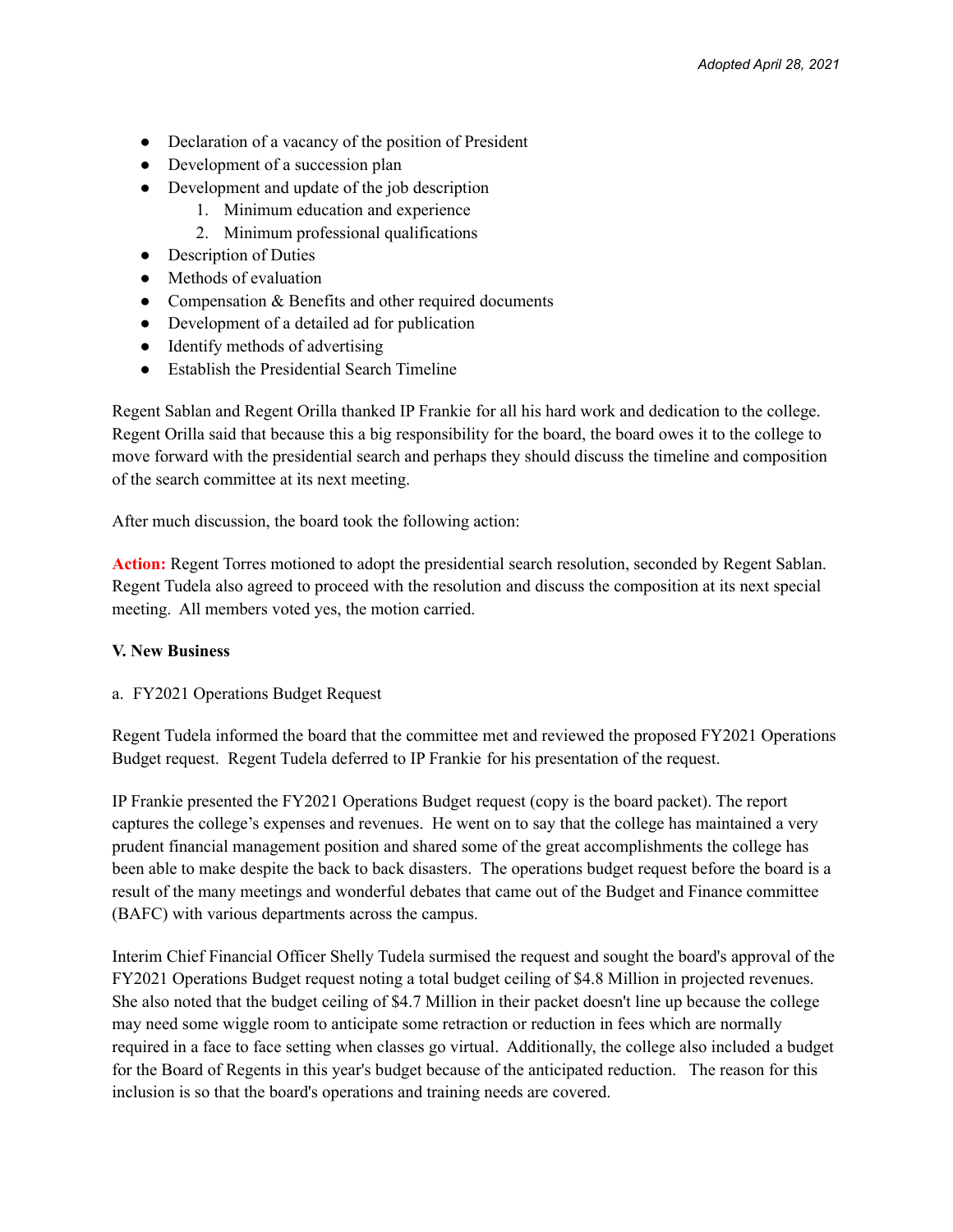- Declaration of a vacancy of the position of President
- Development of a succession plan
- Development and update of the job description
    1. Minimum education and experience
    2. Minimum professional qualifications
- Description of Duties
- Methods of evaluation
- Compensation & Benefits and other required documents
- Development of a detailed ad for publication
- Identify methods of advertising
- Establish the Presidential Search Timeline

Regent Sablan and Regent Orilla thanked IP Frankie for all his hard work and dedication to the college. Regent Orilla said that because this a big responsibility for the board, the board owes it to the college to move forward with the presidential search and perhaps they should discuss the timeline and composition of the search committee at its next meeting.

After much discussion, the board took the following action:

**Action:** Regent Torres motioned to adopt the presidential search resolution, seconded by Regent Sablan. Regent Tudela also agreed to proceed with the resolution and discuss the composition at its next special meeting. All members voted yes, the motion carried.

**V. New Business**

a. FY2021 Operations Budget Request

Regent Tudela informed the board that the committee met and reviewed the proposed FY2021 Operations Budget request. Regent Tudela deferred to IP Frankie for his presentation of the request.

IP Frankie presented the FY2021 Operations Budget request (copy is the board packet). The report captures the college's expenses and revenues. He went on to say that the college has maintained a very prudent financial management position and shared some of the great accomplishments the college has been able to make despite the back to back disasters. The operations budget request before the board is a result of the many meetings and wonderful debates that came out of the Budget and Finance committee (BAFC) with various departments across the campus.

Interim Chief Financial Officer Shelly Tudela surmised the request and sought the board's approval of the FY2021 Operations Budget request noting a total budget ceiling of $4.8 Million in projected revenues. She also noted that the budget ceiling of $4.7 Million in their packet doesn't line up because the college may need some wiggle room to anticipate some retraction or reduction in fees which are normally required in a face to face setting when classes go virtual. Additionally, the college also included a budget for the Board of Regents in this year's budget because of the anticipated reduction. The reason for this inclusion is so that the board's operations and training needs are covered.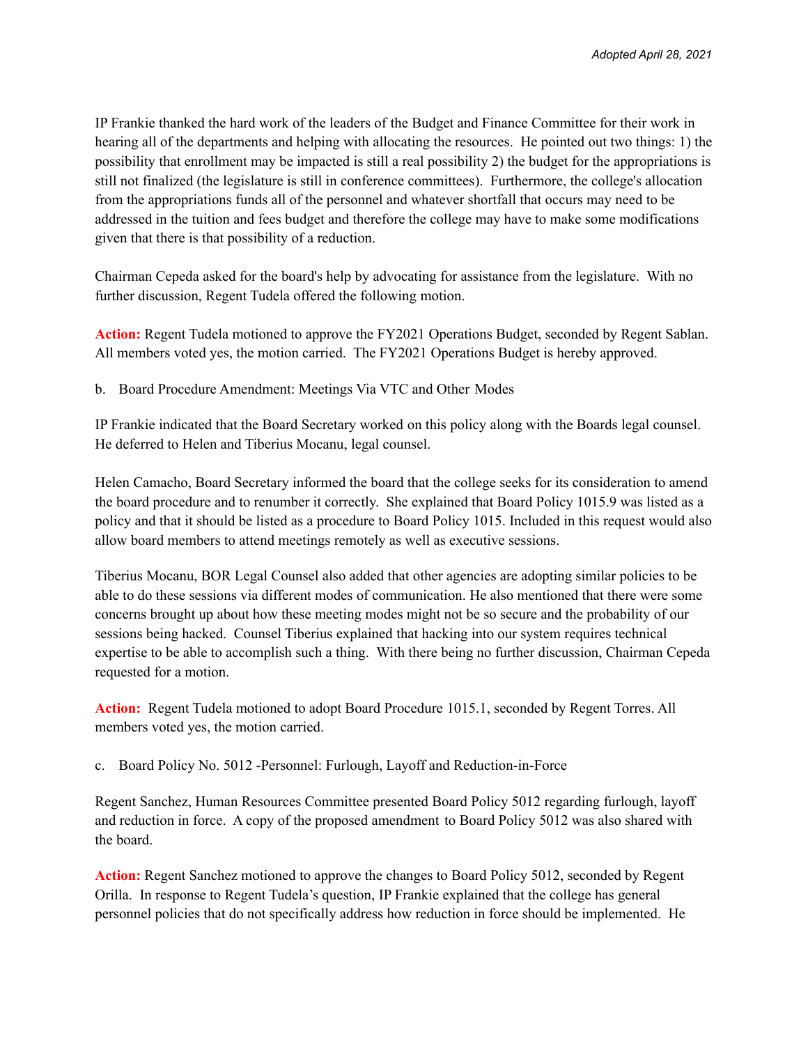IP Frankie thanked the hard work of the leaders of the Budget and Finance Committee for their work in hearing all of the departments and helping with allocating the resources. He pointed out two things: 1) the possibility that enrollment may be impacted is still a real possibility 2) the budget for the appropriations is still not finalized (the legislature is still in conference committees). Furthermore, the college's allocation from the appropriations funds all of the personnel and whatever shortfall that occurs may need to be addressed in the tuition and fees budget and therefore the college may have to make some modifications given that there is that possibility of a reduction.

Chairman Cepeda asked for the board's help by advocating for assistance from the legislature. With no further discussion, Regent Tudela offered the following motion.

**Action:** Regent Tudela motioned to approve the FY2021 Operations Budget, seconded by Regent Sablan. All members voted yes, the motion carried. The FY2021 Operations Budget is hereby approved.

b. Board Procedure Amendment: Meetings Via VTC and Other Modes

IP Frankie indicated that the Board Secretary worked on this policy along with the Boards legal counsel. He deferred to Helen and Tiberius Mocanu, legal counsel.

Helen Camacho, Board Secretary informed the board that the college seeks for its consideration to amend the board procedure and to renumber it correctly. She explained that Board Policy 1015.9 was listed as a policy and that it should be listed as a procedure to Board Policy 1015. Included in this request would also allow board members to attend meetings remotely as well as executive sessions.

Tiberius Mocanu, BOR Legal Counsel also added that other agencies are adopting similar policies to be able to do these sessions via different modes of communication. He also mentioned that there were some concerns brought up about how these meeting modes might not be so secure and the probability of our sessions being hacked. Counsel Tiberius explained that hacking into our system requires technical expertise to be able to accomplish such a thing. With there being no further discussion, Chairman Cepeda requested for a motion.

**Action:** Regent Tudela motioned to adopt Board Procedure 1015.1, seconded by Regent Torres. All members voted yes, the motion carried.

c. Board Policy No. 5012 -Personnel: Furlough, Layoff and Reduction-in-Force

Regent Sanchez, Human Resources Committee presented Board Policy 5012 regarding furlough, layoff and reduction in force. A copy of the proposed amendment to Board Policy 5012 was also shared with the board.

**Action:** Regent Sanchez motioned to approve the changes to Board Policy 5012, seconded by Regent Orilla. In response to Regent Tudela's question, IP Frankie explained that the college has general personnel policies that do not specifically address how reduction in force should be implemented. He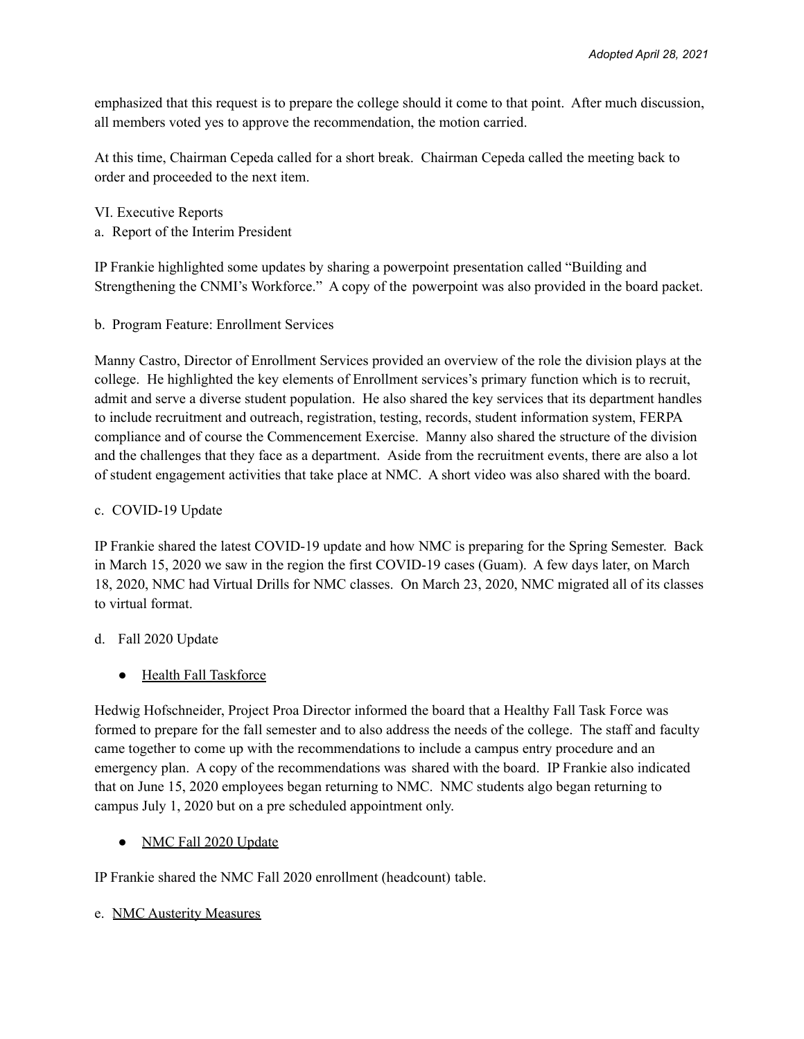*Adopted April 28, 2021*

emphasized that this request is to prepare the college should it come to that point. After much discussion, all members voted yes to approve the recommendation, the motion carried.

At this time, Chairman Cepeda called for a short break. Chairman Cepeda called the meeting back to order and proceeded to the next item.

VI. Executive Reports

a. Report of the Interim President

IP Frankie highlighted some updates by sharing a powerpoint presentation called "Building and Strengthening the CNMI's Workforce." A copy of the powerpoint was also provided in the board packet.

b. Program Feature: Enrollment Services

Manny Castro, Director of Enrollment Services provided an overview of the role the division plays at the college. He highlighted the key elements of Enrollment services's primary function which is to recruit, admit and serve a diverse student population. He also shared the key services that its department handles to include recruitment and outreach, registration, testing, records, student information system, FERPA compliance and of course the Commencement Exercise. Manny also shared the structure of the division and the challenges that they face as a department. Aside from the recruitment events, there are also a lot of student engagement activities that take place at NMC. A short video was also shared with the board.

c. COVID-19 Update

IP Frankie shared the latest COVID-19 update and how NMC is preparing for the Spring Semester. Back in March 15, 2020 we saw in the region the first COVID-19 cases (Guam). A few days later, on March 18, 2020, NMC had Virtual Drills for NMC classes. On March 23, 2020, NMC migrated all of its classes to virtual format.

d. Fall 2020 Update

- Health Fall Taskforce

Hedwig Hofschneider, Project Proa Director informed the board that a Healthy Fall Task Force was formed to prepare for the fall semester and to also address the needs of the college. The staff and faculty came together to come up with the recommendations to include a campus entry procedure and an emergency plan. A copy of the recommendations was shared with the board. IP Frankie also indicated that on June 15, 2020 employees began returning to NMC. NMC students algo began returning to campus July 1, 2020 but on a pre scheduled appointment only.

- NMC Fall 2020 Update

IP Frankie shared the NMC Fall 2020 enrollment (headcount) table.

e. NMC Austerity Measures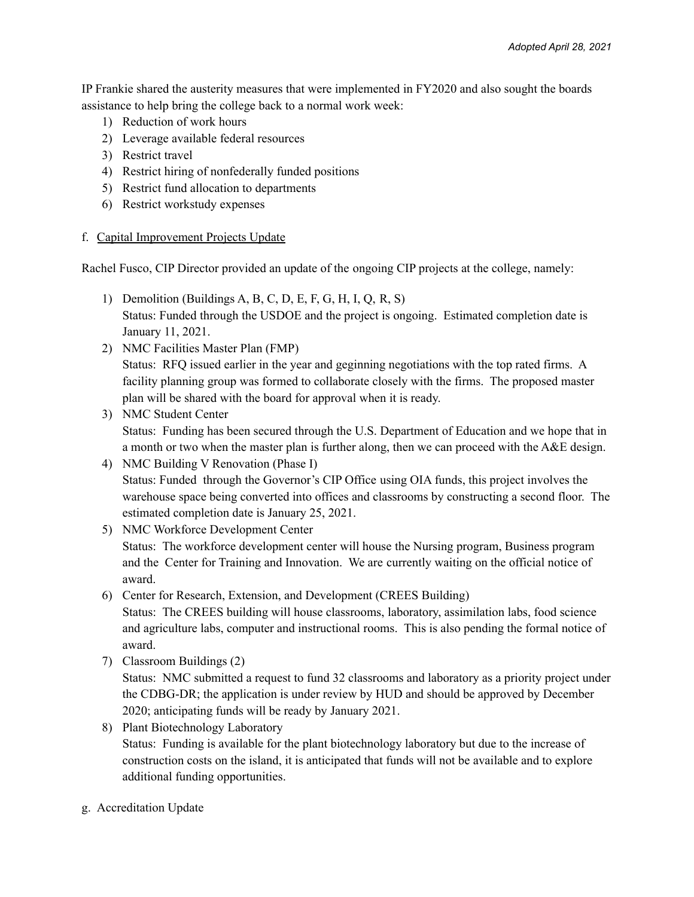IP Frankie shared the austerity measures that were implemented in FY2020 and also sought the boards assistance to help bring the college back to a normal work week:

1) Reduction of work hours
2) Leverage available federal resources
3) Restrict travel
4) Restrict hiring of nonfederally funded positions
5) Restrict fund allocation to departments
6) Restrict workstudy expenses

f. Capital Improvement Projects Update

Rachel Fusco, CIP Director provided an update of the ongoing CIP projects at the college, namely:

1) Demolition (Buildings A, B, C, D, E, F, G, H, I, Q, R, S)
   Status: Funded through the USDOE and the project is ongoing. Estimated completion date is January 11, 2021.
2) NMC Facilities Master Plan (FMP)
   Status: RFQ issued earlier in the year and geginning negotiations with the top rated firms. A facility planning group was formed to collaborate closely with the firms. The proposed master plan will be shared with the board for approval when it is ready.
3) NMC Student Center
   Status: Funding has been secured through the U.S. Department of Education and we hope that in a month or two when the master plan is further along, then we can proceed with the A&E design.
4) NMC Building V Renovation (Phase I)
   Status: Funded through the Governor's CIP Office using OIA funds, this project involves the warehouse space being converted into offices and classrooms by constructing a second floor. The estimated completion date is January 25, 2021.
5) NMC Workforce Development Center
   Status: The workforce development center will house the Nursing program, Business program and the Center for Training and Innovation. We are currently waiting on the official notice of award.
6) Center for Research, Extension, and Development (CREES Building)
   Status: The CREES building will house classrooms, laboratory, assimilation labs, food science and agriculture labs, computer and instructional rooms. This is also pending the formal notice of award.
7) Classroom Buildings (2)
   Status: NMC submitted a request to fund 32 classrooms and laboratory as a priority project under the CDBG-DR; the application is under review by HUD and should be approved by December 2020; anticipating funds will be ready by January 2021.
8) Plant Biotechnology Laboratory
   Status: Funding is available for the plant biotechnology laboratory but due to the increase of construction costs on the island, it is anticipated that funds will not be available and to explore additional funding opportunities.

g. Accreditation Update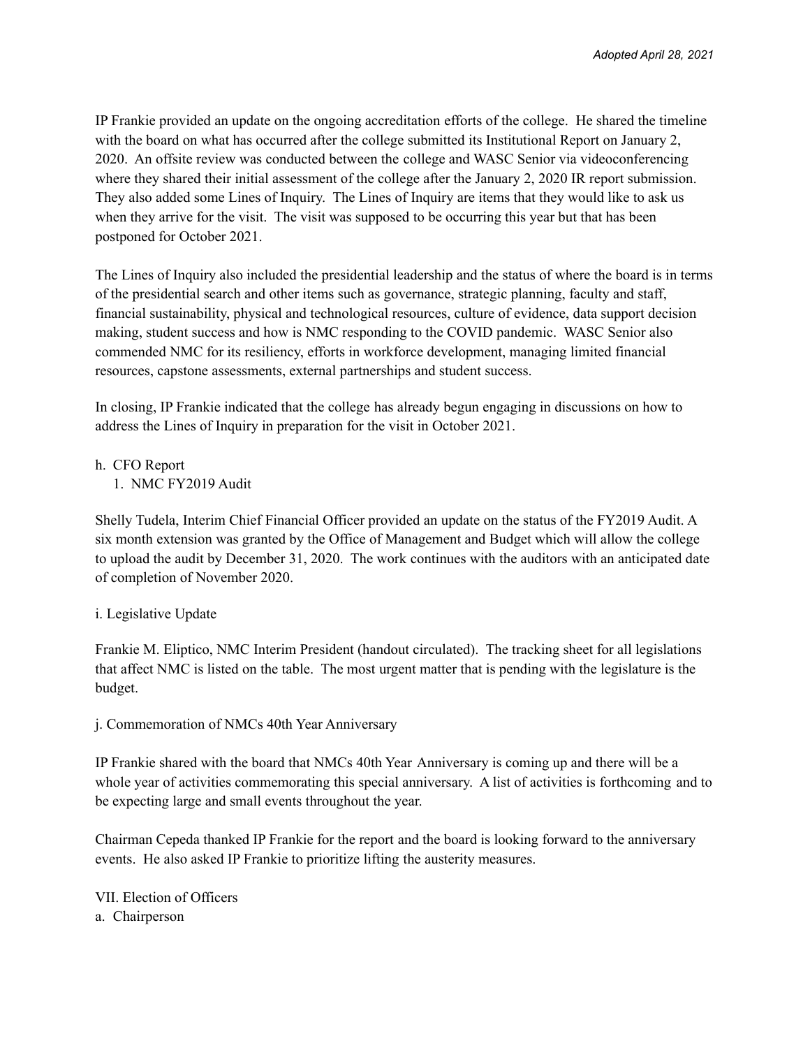IP Frankie provided an update on the ongoing accreditation efforts of the college. He shared the timeline with the board on what has occurred after the college submitted its Institutional Report on January 2, 2020. An offsite review was conducted between the college and WASC Senior via videoconferencing where they shared their initial assessment of the college after the January 2, 2020 IR report submission. They also added some Lines of Inquiry. The Lines of Inquiry are items that they would like to ask us when they arrive for the visit. The visit was supposed to be occurring this year but that has been postponed for October 2021.

The Lines of Inquiry also included the presidential leadership and the status of where the board is in terms of the presidential search and other items such as governance, strategic planning, faculty and staff, financial sustainability, physical and technological resources, culture of evidence, data support decision making, student success and how is NMC responding to the COVID pandemic. WASC Senior also commended NMC for its resiliency, efforts in workforce development, managing limited financial resources, capstone assessments, external partnerships and student success.

In closing, IP Frankie indicated that the college has already begun engaging in discussions on how to address the Lines of Inquiry in preparation for the visit in October 2021.

h. CFO Report
   1. NMC FY2019 Audit

Shelly Tudela, Interim Chief Financial Officer provided an update on the status of the FY2019 Audit. A six month extension was granted by the Office of Management and Budget which will allow the college to upload the audit by December 31, 2020. The work continues with the auditors with an anticipated date of completion of November 2020.

i. Legislative Update

Frankie M. Eliptico, NMC Interim President (handout circulated). The tracking sheet for all legislations that affect NMC is listed on the table. The most urgent matter that is pending with the legislature is the budget.

j. Commemoration of NMCs 40th Year Anniversary

IP Frankie shared with the board that NMCs 40th Year Anniversary is coming up and there will be a whole year of activities commemorating this special anniversary. A list of activities is forthcoming and to be expecting large and small events throughout the year.

Chairman Cepeda thanked IP Frankie for the report and the board is looking forward to the anniversary events. He also asked IP Frankie to prioritize lifting the austerity measures.

VII. Election of Officers
a. Chairperson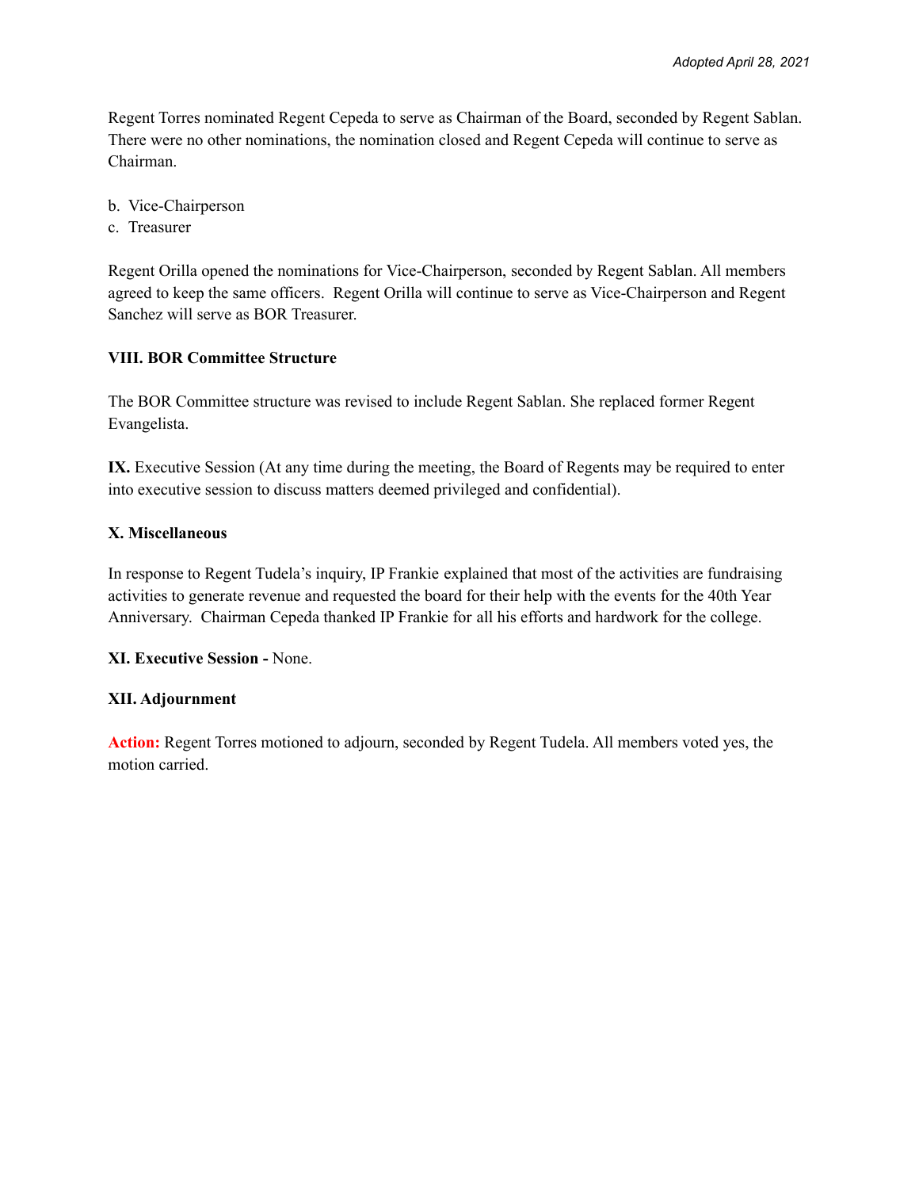*Adopted April 28, 2021*

Regent Torres nominated Regent Cepeda to serve as Chairman of the Board, seconded by Regent Sablan. There were no other nominations, the nomination closed and Regent Cepeda will continue to serve as Chairman.

b. Vice-Chairperson
c. Treasurer

Regent Orilla opened the nominations for Vice-Chairperson, seconded by Regent Sablan. All members agreed to keep the same officers. Regent Orilla will continue to serve as Vice-Chairperson and Regent Sanchez will serve as BOR Treasurer.

**VIII. BOR Committee Structure**

The BOR Committee structure was revised to include Regent Sablan. She replaced former Regent Evangelista.

**IX.** Executive Session (At any time during the meeting, the Board of Regents may be required to enter into executive session to discuss matters deemed privileged and confidential).

**X. Miscellaneous**

In response to Regent Tudela's inquiry, IP Frankie explained that most of the activities are fundraising activities to generate revenue and requested the board for their help with the events for the 40th Year Anniversary. Chairman Cepeda thanked IP Frankie for all his efforts and hardwork for the college.

**XI. Executive Session -** None.

**XII. Adjournment**

**Action:** Regent Torres motioned to adjourn, seconded by Regent Tudela. All members voted yes, the motion carried.